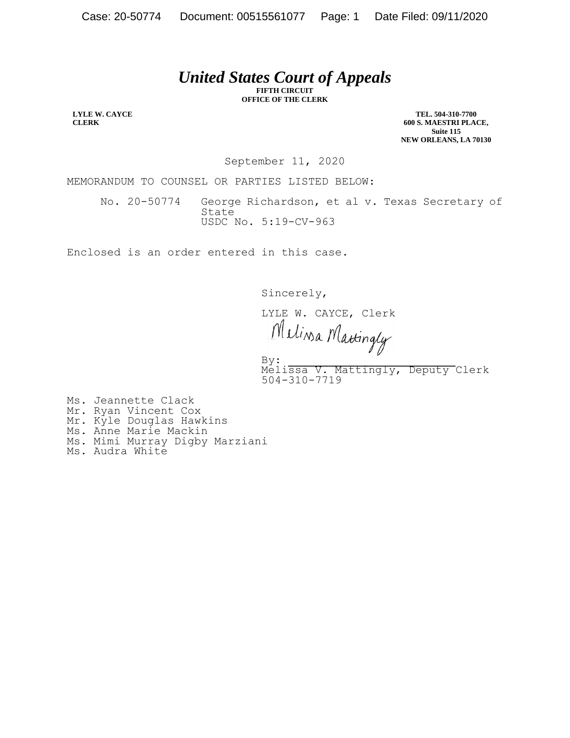# *United States Court of Appeals*

**FIFTH CIRCUIT**
**OFFICE OF THE CLERK**

**LYLE W. CAYCE**
**CLERK**

**TEL. 504-310-7700**
**600 S. MAESTRI PLACE,**
**Suite 115**
**NEW ORLEANS, LA 70130**

September 11, 2020

MEMORANDUM TO COUNSEL OR PARTIES LISTED BELOW:

No. 20-50774 George Richardson, et al v. Texas Secretary of State
USDC No. 5:19-CV-963

Enclosed is an order entered in this case.

Sincerely,

LYLE W. CAYCE, Clerk

By: Melissa Mattingly
Melissa V. Mattingly, Deputy Clerk
504-310-7719

Ms. Jeannette Clack
Mr. Ryan Vincent Cox
Mr. Kyle Douglas Hawkins
Ms. Anne Marie Mackin
Ms. Mimi Murray Digby Marziani
Ms. Audra White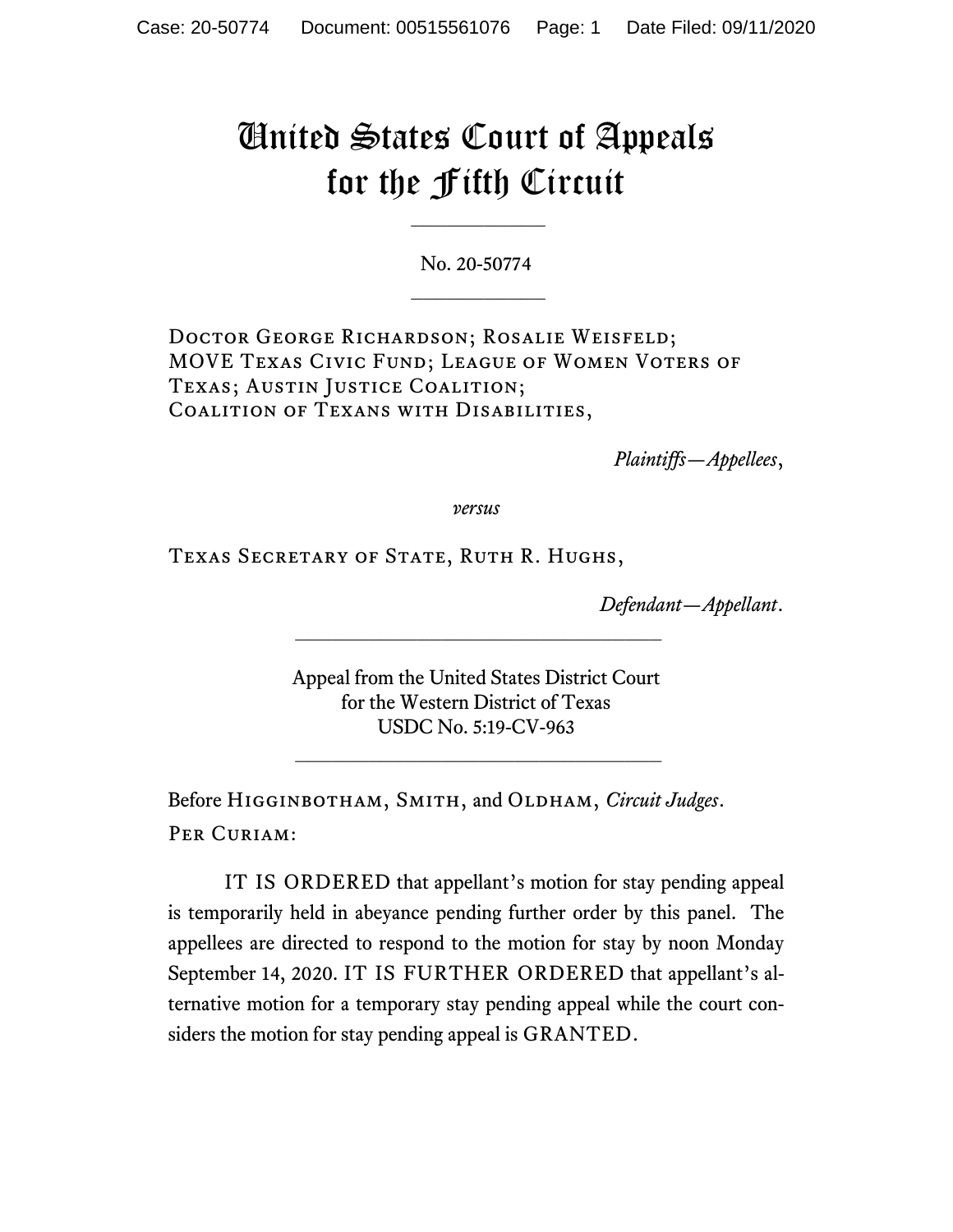# United States Court of Appeals for the Fifth Circuit

No. 20-50774

DOCTOR GEORGE RICHARDSON; ROSALIE WEISFELD; MOVE TEXAS CIVIC FUND; LEAGUE OF WOMEN VOTERS OF TEXAS; AUSTIN JUSTICE COALITION; COALITION OF TEXANS WITH DISABILITIES,

*Plaintiffs—Appellees*,

*versus*

TEXAS SECRETARY OF STATE, RUTH R. HUGHS,

*Defendant—Appellant*.

Appeal from the United States District Court for the Western District of Texas
USDC No. 5:19-CV-963

Before HIGGINBOTHAM, SMITH, and OLDHAM, *Circuit Judges*.

PER CURIAM:

IT IS ORDERED that appellant's motion for stay pending appeal is temporarily held in abeyance pending further order by this panel. The appellees are directed to respond to the motion for stay by noon Monday September 14, 2020. IT IS FURTHER ORDERED that appellant's alternative motion for a temporary stay pending appeal while the court considers the motion for stay pending appeal is GRANTED.